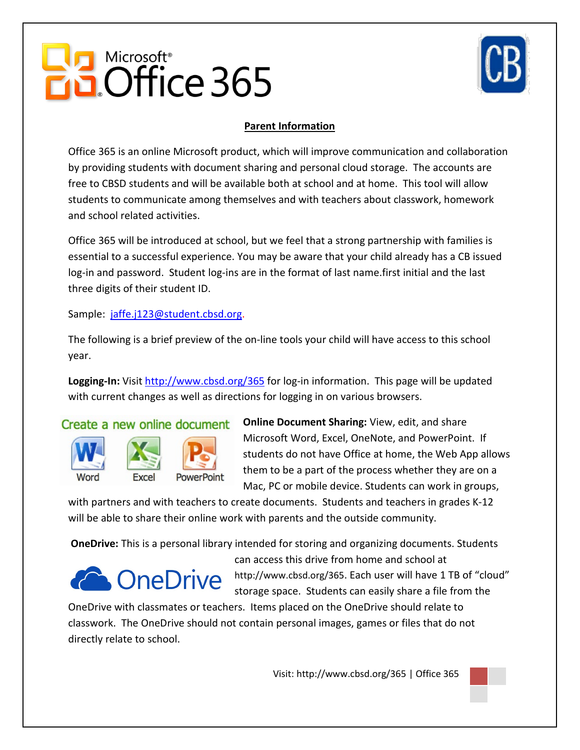# Microsoft® Office 365

## Parent Information

Office 365 is an online Microsoft product, which will improve communication and collaboration by providing students with document sharing and personal cloud storage. The accounts are free to CBSD students and will be available both at school and at home. This tool will allow students to communicate among themselves and with teachers about classwork, homework and school related activities.

Office 365 will be introduced at school, but we feel that a strong partnership with families is essential to a successful experience. You may be aware that your child already has a CB issued log-in and password. Student log-ins are in the format of last name.first initial and the last three digits of their student ID.

Sample: jaffe.j123@student.cbsd.org.

The following is a brief preview of the on-line tools your child will have access to this school year.

**Logging-In:** Visit http://www.cbsd.org/365 for log-in information. This page will be updated with current changes as well as directions for logging in on various browsers.

Create a new online document

Word Excel PowerPoint

**Online Document Sharing:** View, edit, and share Microsoft Word, Excel, OneNote, and PowerPoint. If students do not have Office at home, the Web App allows them to be a part of the process whether they are on a Mac, PC or mobile device. Students can work in groups, with partners and with teachers to create documents. Students and teachers in grades K-12 will be able to share their online work with parents and the outside community.

OneDrive

**OneDrive:** This is a personal library intended for storing and organizing documents. Students can access this drive from home and school at http://www.cbsd.org/365. Each user will have 1 TB of "cloud" storage space. Students can easily share a file from the OneDrive with classmates or teachers. Items placed on the OneDrive should relate to classwork. The OneDrive should not contain personal images, games or files that do not directly relate to school.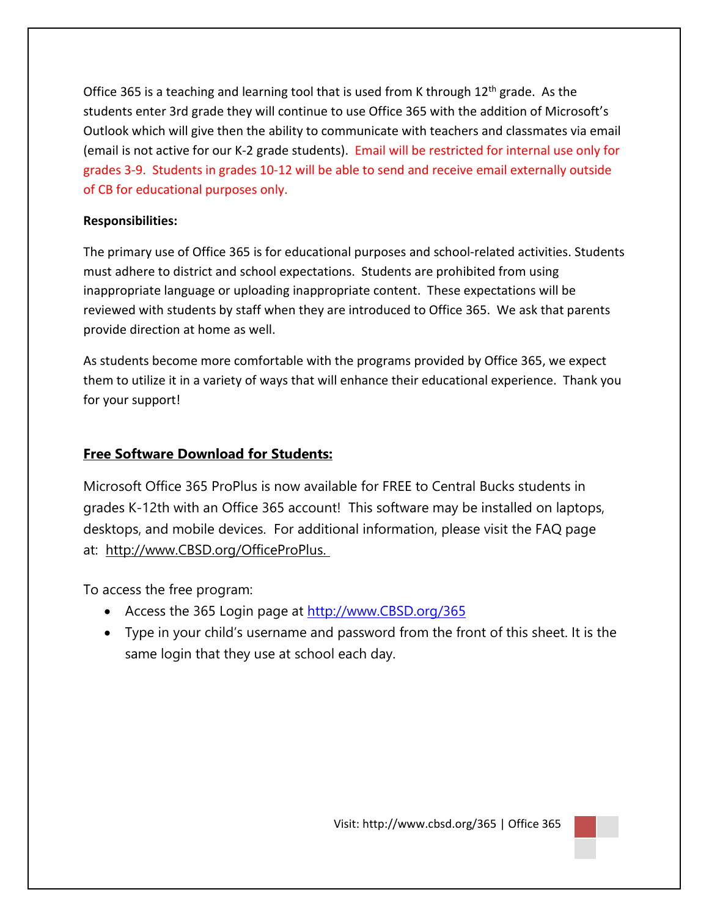Office 365 is a teaching and learning tool that is used from K through 12th grade. As the students enter 3rd grade they will continue to use Office 365 with the addition of Microsoft's Outlook which will give then the ability to communicate with teachers and classmates via email (email is not active for our K-2 grade students). Email will be restricted for internal use only for grades 3-9. Students in grades 10-12 will be able to send and receive email externally outside of CB for educational purposes only.

**Responsibilities:**

The primary use of Office 365 is for educational purposes and school-related activities. Students must adhere to district and school expectations. Students are prohibited from using inappropriate language or uploading inappropriate content. These expectations will be reviewed with students by staff when they are introduced to Office 365. We ask that parents provide direction at home as well.

As students become more comfortable with the programs provided by Office 365, we expect them to utilize it in a variety of ways that will enhance their educational experience. Thank you for your support!

## Free Software Download for Students:

Microsoft Office 365 ProPlus is now available for FREE to Central Bucks students in grades K-12th with an Office 365 account! This software may be installed on laptops, desktops, and mobile devices. For additional information, please visit the FAQ page at: http://www.CBSD.org/OfficeProPlus.

To access the free program:

- Access the 365 Login page at http://www.CBSD.org/365
- Type in your child's username and password from the front of this sheet. It is the same login that they use at school each day.